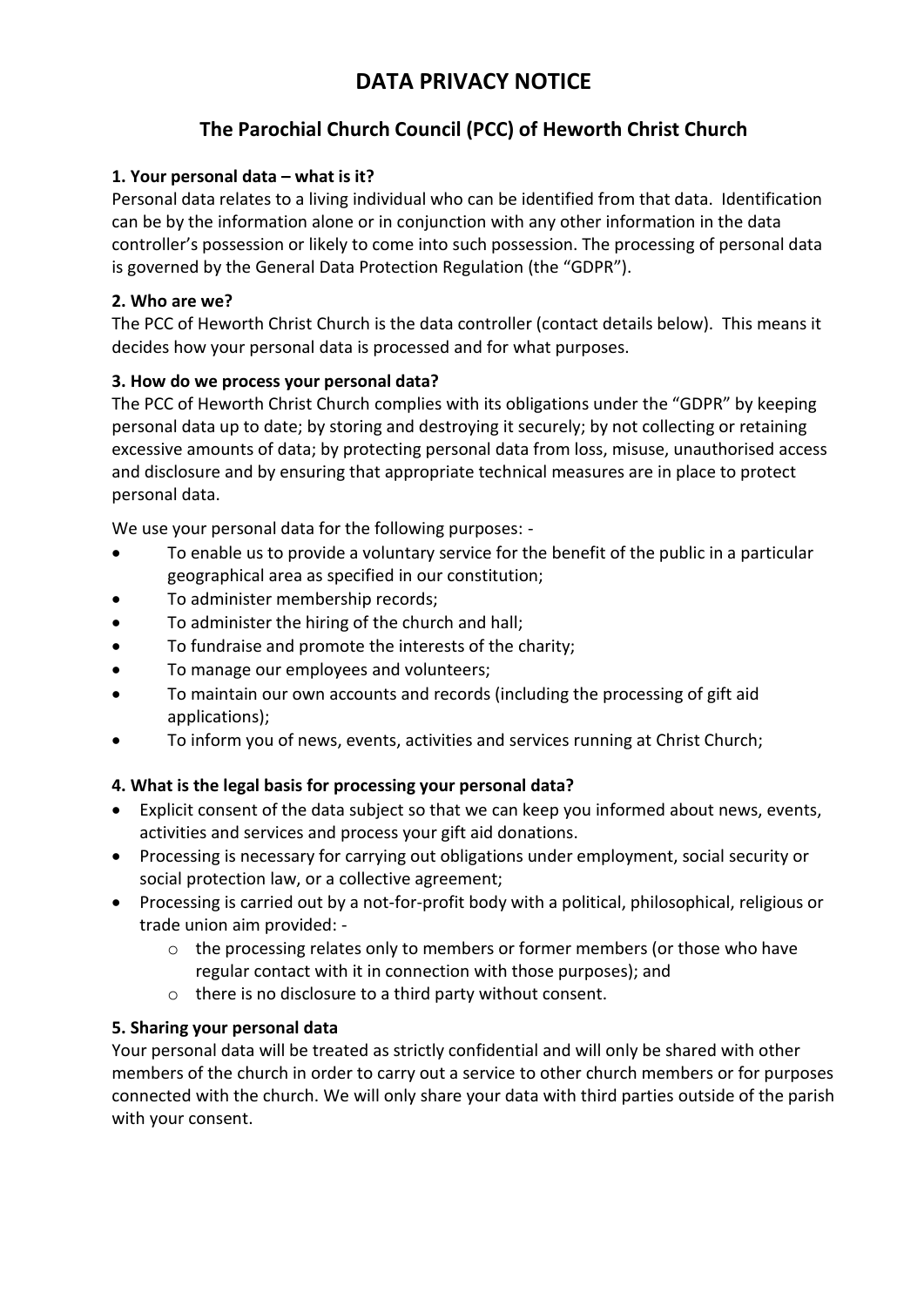# DATA PRIVACY NOTICE

## The Parochial Church Council (PCC) of Heworth Christ Church

**1. Your personal data – what is it?**

Personal data relates to a living individual who can be identified from that data. Identification can be by the information alone or in conjunction with any other information in the data controller's possession or likely to come into such possession. The processing of personal data is governed by the General Data Protection Regulation (the "GDPR").

**2. Who are we?**

The PCC of Heworth Christ Church is the data controller (contact details below). This means it decides how your personal data is processed and for what purposes.

**3. How do we process your personal data?**

The PCC of Heworth Christ Church complies with its obligations under the "GDPR" by keeping personal data up to date; by storing and destroying it securely; by not collecting or retaining excessive amounts of data; by protecting personal data from loss, misuse, unauthorised access and disclosure and by ensuring that appropriate technical measures are in place to protect personal data.

We use your personal data for the following purposes: -

- To enable us to provide a voluntary service for the benefit of the public in a particular geographical area as specified in our constitution;
- To administer membership records;
- To administer the hiring of the church and hall;
- To fundraise and promote the interests of the charity;
- To manage our employees and volunteers;
- To maintain our own accounts and records (including the processing of gift aid applications);
- To inform you of news, events, activities and services running at Christ Church;

**4. What is the legal basis for processing your personal data?**

- Explicit consent of the data subject so that we can keep you informed about news, events, activities and services and process your gift aid donations.
- Processing is necessary for carrying out obligations under employment, social security or social protection law, or a collective agreement;
- Processing is carried out by a not-for-profit body with a political, philosophical, religious or trade union aim provided: -
  - the processing relates only to members or former members (or those who have regular contact with it in connection with those purposes); and
  - there is no disclosure to a third party without consent.

**5. Sharing your personal data**

Your personal data will be treated as strictly confidential and will only be shared with other members of the church in order to carry out a service to other church members or for purposes connected with the church. We will only share your data with third parties outside of the parish with your consent.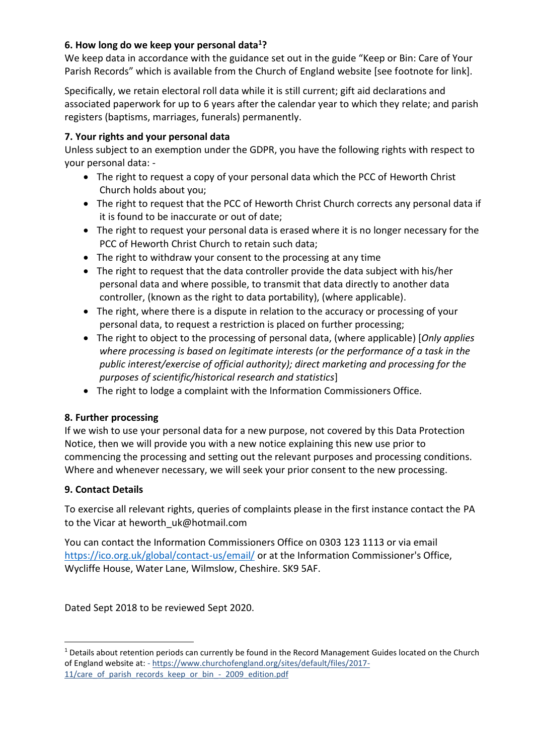### 6. How long do we keep your personal data[1]?

We keep data in accordance with the guidance set out in the guide "Keep or Bin: Care of Your Parish Records" which is available from the Church of England website [see footnote for link].

Specifically, we retain electoral roll data while it is still current; gift aid declarations and associated paperwork for up to 6 years after the calendar year to which they relate; and parish registers (baptisms, marriages, funerals) permanently.

### 7. Your rights and your personal data

Unless subject to an exemption under the GDPR, you have the following rights with respect to your personal data: -

- The right to request a copy of your personal data which the PCC of Heworth Christ Church holds about you;
- The right to request that the PCC of Heworth Christ Church corrects any personal data if it is found to be inaccurate or out of date;
- The right to request your personal data is erased where it is no longer necessary for the PCC of Heworth Christ Church to retain such data;
- The right to withdraw your consent to the processing at any time
- The right to request that the data controller provide the data subject with his/her personal data and where possible, to transmit that data directly to another data controller, (known as the right to data portability), (where applicable).
- The right, where there is a dispute in relation to the accuracy or processing of your personal data, to request a restriction is placed on further processing;
- The right to object to the processing of personal data, (where applicable) [*Only applies where processing is based on legitimate interests (or the performance of a task in the public interest/exercise of official authority); direct marketing and processing for the purposes of scientific/historical research and statistics*]
- The right to lodge a complaint with the Information Commissioners Office.

### 8. Further processing

If we wish to use your personal data for a new purpose, not covered by this Data Protection Notice, then we will provide you with a new notice explaining this new use prior to commencing the processing and setting out the relevant purposes and processing conditions. Where and whenever necessary, we will seek your prior consent to the new processing.

### 9. Contact Details

To exercise all relevant rights, queries of complaints please in the first instance contact the PA to the Vicar at heworth_uk@hotmail.com

You can contact the Information Commissioners Office on 0303 123 1113 or via email https://ico.org.uk/global/contact-us/email/ or at the Information Commissioner's Office, Wycliffe House, Water Lane, Wilmslow, Cheshire. SK9 5AF.

Dated Sept 2018 to be reviewed Sept 2020.

---

[1] Details about retention periods can currently be found in the Record Management Guides located on the Church of England website at: - https://www.churchofengland.org/sites/default/files/2017-11/care_of_parish_records_keep_or_bin_-_2009_edition.pdf